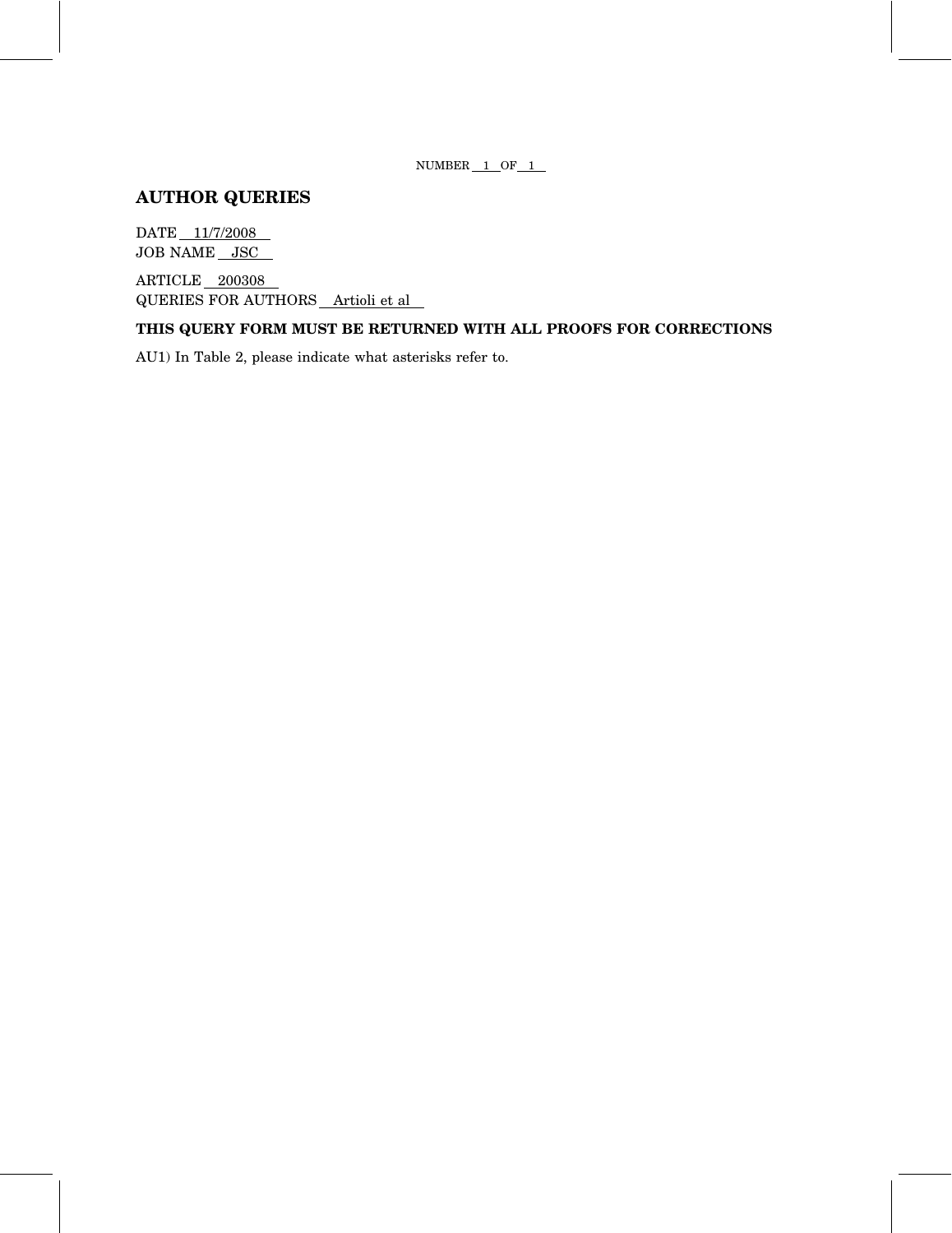NUMBER 1 OF 1

## AUTHOR QUERIES

DATE 11/7/2008
JOB NAME JSC

ARTICLE 200308
QUERIES FOR AUTHORS Artioli et al

**THIS QUERY FORM MUST BE RETURNED WITH ALL PROOFS FOR CORRECTIONS**

AU1) In Table 2, please indicate what asterisks refer to.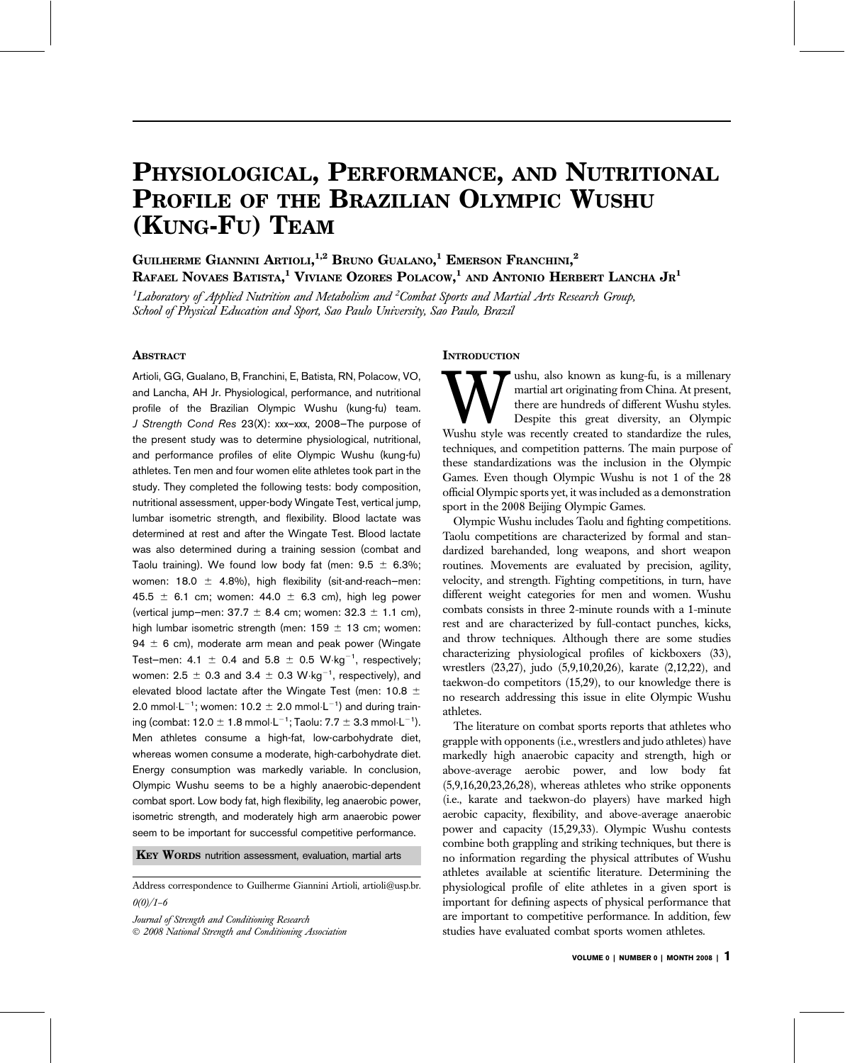# Physiological, Performance, and Nutritional Profile of the Brazilian Olympic Wushu (Kung-Fu) Team

Guilherme Giannini Artioli,[1,2] Bruno Gualano,[1] Emerson Franchini,[2] Rafael Novaes Batista,[1] Viviane Ozores Polacow,[1] and Antonio Herbert Lancha Jr[1]

[1]*Laboratory of Applied Nutrition and Metabolism and* [2]*Combat Sports and Martial Arts Research Group, School of Physical Education and Sport, Sao Paulo University, Sao Paulo, Brazil*

## Abstract

Artioli, GG, Gualano, B, Franchini, E, Batista, RN, Polacow, VO, and Lancha, AH Jr. Physiological, performance, and nutritional profile of the Brazilian Olympic Wushu (kung-fu) team. *J Strength Cond Res* 23(X): xxx–xxx, 2008—The purpose of the present study was to determine physiological, nutritional, and performance profiles of elite Olympic Wushu (kung-fu) athletes. Ten men and four women elite athletes took part in the study. They completed the following tests: body composition, nutritional assessment, upper-body Wingate Test, vertical jump, lumbar isometric strength, and flexibility. Blood lactate was determined at rest and after the Wingate Test. Blood lactate was also determined during a training session (combat and Taolu training). We found low body fat (men: 9.5 ± 6.3%; women: 18.0 ± 4.8%), high flexibility (sit-and-reach—men: 45.5 ± 6.1 cm; women: 44.0 ± 6.3 cm), high leg power (vertical jump—men: 37.7 ± 8.4 cm; women: 32.3 ± 1.1 cm), high lumbar isometric strength (men: 159 ± 13 cm; women: 94 ± 6 cm), moderate arm mean and peak power (Wingate Test—men: 4.1 ± 0.4 and 5.8 ± 0.5 $W \cdot kg^{-1}$, respectively; women: 2.5 ± 0.3 and 3.4 ± 0.3 $W \cdot kg^{-1}$, respectively), and elevated blood lactate after the Wingate Test (men: 10.8 ± 2.0 $mmol \cdot L^{-1}$; women: 10.2 ± 2.0 $mmol \cdot L^{-1}$) and during training (combat: 12.0 ± 1.8 $mmol \cdot L^{-1}$; Taolu: 7.7 ± 3.3 $mmol \cdot L^{-1}$). Men athletes consume a high-fat, low-carbohydrate diet, whereas women consume a moderate, high-carbohydrate diet. Energy consumption was markedly variable. In conclusion, Olympic Wushu seems to be a highly anaerobic-dependent combat sport. Low body fat, high flexibility, leg anaerobic power, isometric strength, and moderately high arm anaerobic power seem to be important for successful competitive performance.

**Key Words** nutrition assessment, evaluation, martial arts

Address correspondence to Guilherme Giannini Artioli, artioli@usp.br.

0(0)/1–6

*Journal of Strength and Conditioning Research*
© 2008 National Strength and Conditioning Association

## Introduction

Wushu, also known as kung-fu, is a millenary martial art originating from China. At present, there are hundreds of different Wushu styles. Despite this great diversity, an Olympic Wushu style was recently created to standardize the rules, techniques, and competition patterns. The main purpose of these standardizations was the inclusion in the Olympic Games. Even though Olympic Wushu is not 1 of the 28 official Olympic sports yet, it was included as a demonstration sport in the 2008 Beijing Olympic Games.

Olympic Wushu includes Taolu and fighting competitions. Taolu competitions are characterized by formal and standardized barehanded, long weapons, and short weapon routines. Movements are evaluated by precision, agility, velocity, and strength. Fighting competitions, in turn, have different weight categories for men and women. Wushu combats consists in three 2-minute rounds with a 1-minute rest and are characterized by full-contact punches, kicks, and throw techniques. Although there are some studies characterizing physiological profiles of kickboxers (33), wrestlers (23,27), judo (5,9,10,20,26), karate (2,12,22), and taekwon-do competitors (15,29), to our knowledge there is no research addressing this issue in elite Olympic Wushu athletes.

The literature on combat sports reports that athletes who grapple with opponents (i.e., wrestlers and judo athletes) have markedly high anaerobic capacity and strength, high or above-average aerobic power, and low body fat (5,9,16,20,23,26,28), whereas athletes who strike opponents (i.e., karate and taekwon-do players) have marked high aerobic capacity, flexibility, and above-average anaerobic power and capacity (15,29,33). Olympic Wushu contests combine both grappling and striking techniques, but there is no information regarding the physical attributes of Wushu athletes available at scientific literature. Determining the physiological profile of elite athletes in a given sport is important for defining aspects of physical performance that are important to competitive performance. In addition, few studies have evaluated combat sports women athletes.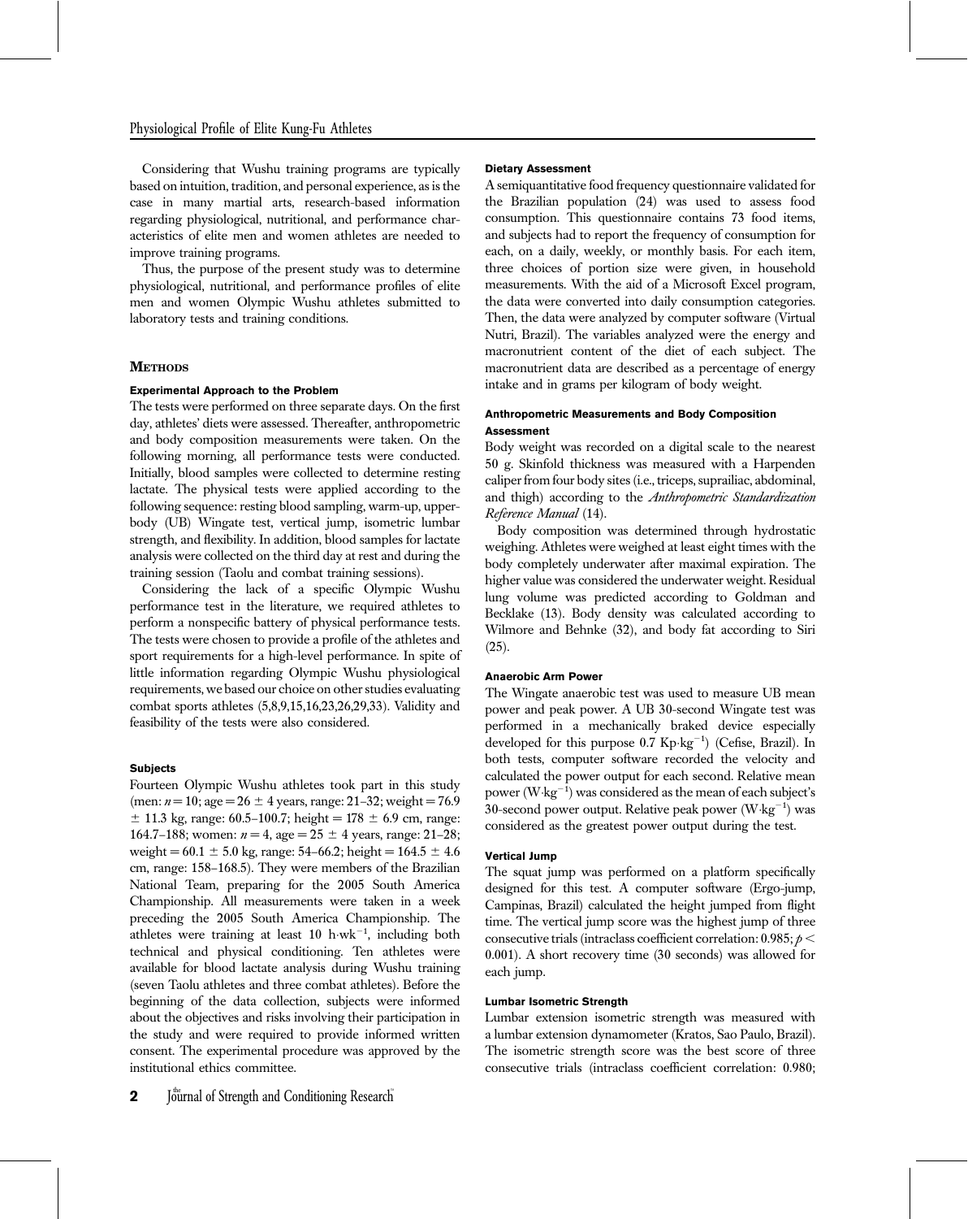Considering that Wushu training programs are typically based on intuition, tradition, and personal experience, as is the case in many martial arts, research-based information regarding physiological, nutritional, and performance characteristics of elite men and women athletes are needed to improve training programs.

Thus, the purpose of the present study was to determine physiological, nutritional, and performance profiles of elite men and women Olympic Wushu athletes submitted to laboratory tests and training conditions.

## Methods

### Experimental Approach to the Problem

The tests were performed on three separate days. On the first day, athletes' diets were assessed. Thereafter, anthropometric and body composition measurements were taken. On the following morning, all performance tests were conducted. Initially, blood samples were collected to determine resting lactate. The physical tests were applied according to the following sequence: resting blood sampling, warm-up, upper-body (UB) Wingate test, vertical jump, isometric lumbar strength, and flexibility. In addition, blood samples for lactate analysis were collected on the third day at rest and during the training session (Taolu and combat training sessions).

Considering the lack of a specific Olympic Wushu performance test in the literature, we required athletes to perform a nonspecific battery of physical performance tests. The tests were chosen to provide a profile of the athletes and sport requirements for a high-level performance. In spite of little information regarding Olympic Wushu physiological requirements, we based our choice on other studies evaluating combat sports athletes (5,8,9,15,16,23,26,29,33). Validity and feasibility of the tests were also considered.

### Subjects

Fourteen Olympic Wushu athletes took part in this study (men: $n = 10$; age $= 26 \pm 4$ years, range: 21–32; weight $= 76.9 \pm 11.3$ kg, range: 60.5–100.7; height $= 178 \pm 6.9$ cm, range: 164.7–188; women: $n = 4$, age $= 25 \pm 4$ years, range: 21–28; weight $= 60.1 \pm 5.0$ kg, range: 54–66.2; height $= 164.5 \pm 4.6$ cm, range: 158–168.5). They were members of the Brazilian National Team, preparing for the 2005 South America Championship. All measurements were taken in a week preceding the 2005 South America Championship. The athletes were training at least 10 $h \cdot wk^{-1}$, including both technical and physical conditioning. Ten athletes were available for blood lactate analysis during Wushu training (seven Taolu athletes and three combat athletes). Before the beginning of the data collection, subjects were informed about the objectives and risks involving their participation in the study and were required to provide informed written consent. The experimental procedure was approved by the institutional ethics committee.

### Dietary Assessment

A semiquantitative food frequency questionnaire validated for the Brazilian population (24) was used to assess food consumption. This questionnaire contains 73 food items, and subjects had to report the frequency of consumption for each, on a daily, weekly, or monthly basis. For each item, three choices of portion size were given, in household measurements. With the aid of a Microsoft Excel program, the data were converted into daily consumption categories. Then, the data were analyzed by computer software (Virtual Nutri, Brazil). The variables analyzed were the energy and macronutrient content of the diet of each subject. The macronutrient data are described as a percentage of energy intake and in grams per kilogram of body weight.

### Anthropometric Measurements and Body Composition Assessment

Body weight was recorded on a digital scale to the nearest 50 g. Skinfold thickness was measured with a Harpenden caliper from four body sites (i.e., triceps, suprailiac, abdominal, and thigh) according to the *Anthropometric Standardization Reference Manual* (14).

Body composition was determined through hydrostatic weighing. Athletes were weighed at least eight times with the body completely underwater after maximal expiration. The higher value was considered the underwater weight. Residual lung volume was predicted according to Goldman and Becklake (13). Body density was calculated according to Wilmore and Behnke (32), and body fat according to Siri (25).

### Anaerobic Arm Power

The Wingate anaerobic test was used to measure UB mean power and peak power. A UB 30-second Wingate test was performed in a mechanically braked device especially developed for this purpose 0.7 $Kp \cdot kg^{-1}$) (Cefise, Brazil). In both tests, computer software recorded the velocity and calculated the power output for each second. Relative mean power ($W \cdot kg^{-1}$) was considered as the mean of each subject's 30-second power output. Relative peak power ($W \cdot kg^{-1}$) was considered as the greatest power output during the test.

### Vertical Jump

The squat jump was performed on a platform specifically designed for this test. A computer software (Ergo-jump, Campinas, Brazil) calculated the height jumped from flight time. The vertical jump score was the highest jump of three consecutive trials (intraclass coefficient correlation: 0.985; $p < 0.001$). A short recovery time (30 seconds) was allowed for each jump.

### Lumbar Isometric Strength

Lumbar extension isometric strength was measured with a lumbar extension dynamometer (Kratos, Sao Paulo, Brazil). The isometric strength score was the best score of three consecutive trials (intraclass coefficient correlation: 0.980;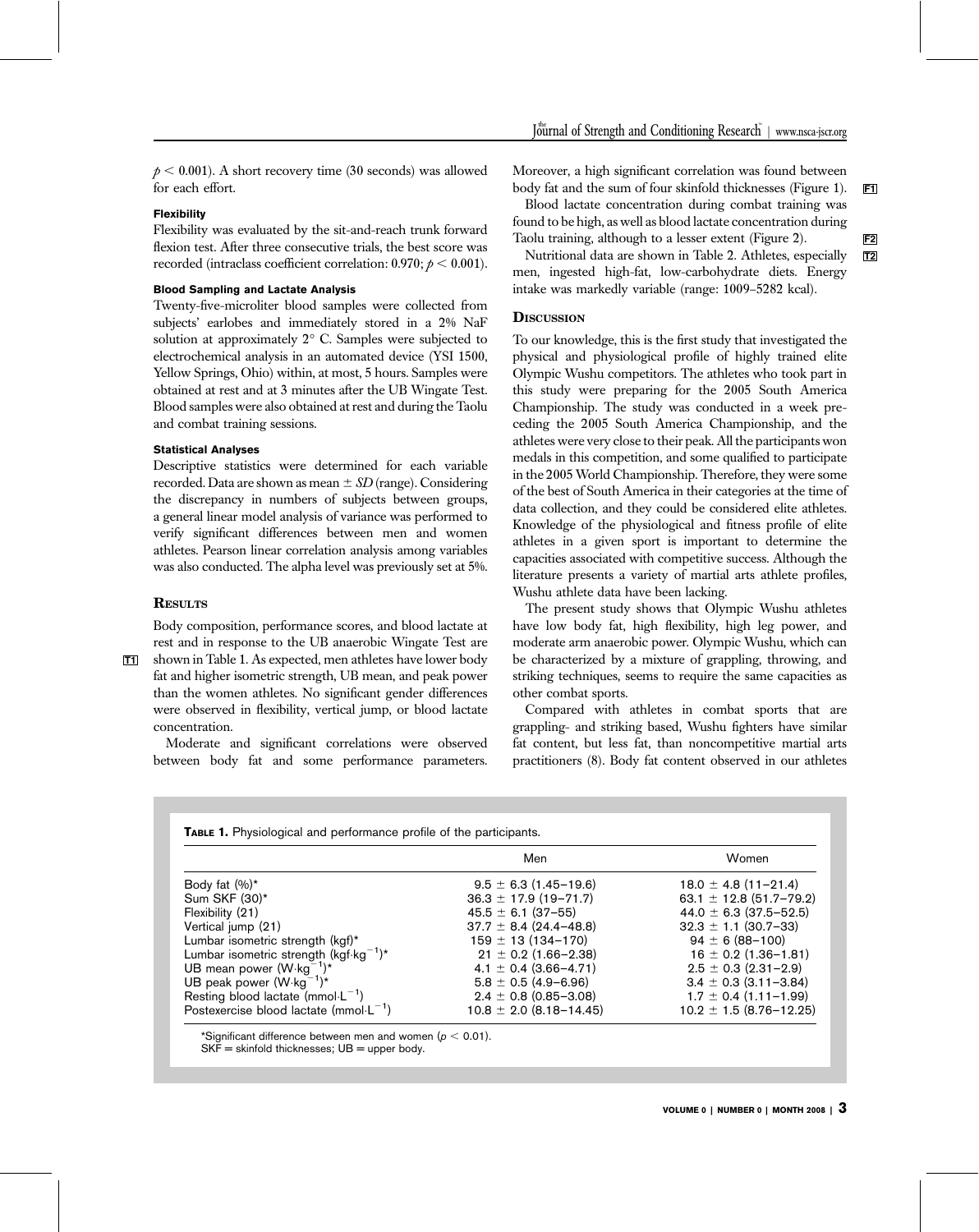$p < 0.001$). A short recovery time (30 seconds) was allowed for each effort.

#### Flexibility

Flexibility was evaluated by the sit-and-reach trunk forward flexion test. After three consecutive trials, the best score was recorded (intraclass coefficient correlation: 0.970; $p < 0.001$).

#### Blood Sampling and Lactate Analysis

Twenty-five-microliter blood samples were collected from subjects' earlobes and immediately stored in a 2% NaF solution at approximately 2° C. Samples were subjected to electrochemical analysis in an automated device (YSI 1500, Yellow Springs, Ohio) within, at most, 5 hours. Samples were obtained at rest and at 3 minutes after the UB Wingate Test. Blood samples were also obtained at rest and during the Taolu and combat training sessions.

#### Statistical Analyses

Descriptive statistics were determined for each variable recorded. Data are shown as mean ± *SD* (range). Considering the discrepancy in numbers of subjects between groups, a general linear model analysis of variance was performed to verify significant differences between men and women athletes. Pearson linear correlation analysis among variables was also conducted. The alpha level was previously set at 5%.

## Results

Body composition, performance scores, and blood lactate at rest and in response to the UB anaerobic Wingate Test are shown in Table 1. As expected, men athletes have lower body fat and higher isometric strength, UB mean, and peak power than the women athletes. No significant gender differences were observed in flexibility, vertical jump, or blood lactate concentration.

Moderate and significant correlations were observed between body fat and some performance parameters. Moreover, a high significant correlation was found between body fat and the sum of four skinfold thicknesses (Figure 1).

Blood lactate concentration during combat training was found to be high, as well as blood lactate concentration during Taolu training, although to a lesser extent (Figure 2).

Nutritional data are shown in Table 2. Athletes, especially men, ingested high-fat, low-carbohydrate diets. Energy intake was markedly variable (range: 1009–5282 kcal).

## Discussion

To our knowledge, this is the first study that investigated the physical and physiological profile of highly trained elite Olympic Wushu competitors. The athletes who took part in this study were preparing for the 2005 South America Championship. The study was conducted in a week preceding the 2005 South America Championship, and the athletes were very close to their peak. All the participants won medals in this competition, and some qualified to participate in the 2005 World Championship. Therefore, they were some of the best of South America in their categories at the time of data collection, and they could be considered elite athletes. Knowledge of the physiological and fitness profile of elite athletes in a given sport is important to determine the capacities associated with competitive success. Although the literature presents a variety of martial arts athlete profiles, Wushu athlete data have been lacking.

The present study shows that Olympic Wushu athletes have low body fat, high flexibility, high leg power, and moderate arm anaerobic power. Olympic Wushu, which can be characterized by a mixture of grappling, throwing, and striking techniques, seems to require the same capacities as other combat sports.

Compared with athletes in combat sports that are grappling- and striking based, Wushu fighters have similar fat content, but less fat, than noncompetitive martial arts practitioners (8). Body fat content observed in our athletes

**Table 1.** Physiological and performance profile of the participants.

| | Men | Women |
|---|---|---|
| Body fat (%)* | 9.5 ± 6.3 (1.45–19.6) | 18.0 ± 4.8 (11–21.4) |
| Sum SKF (30)* | 36.3 ± 17.9 (19–71.7) | 63.1 ± 12.8 (51.7–79.2) |
| Flexibility (21) | 45.5 ± 6.1 (37–55) | 44.0 ± 6.3 (37.5–52.5) |
| Vertical jump (21) | 37.7 ± 8.4 (24.4–48.8) | 32.3 ± 1.1 (30.7–33) |
| Lumbar isometric strength (kgf)* | 159 ± 13 (134–170) | 94 ± 6 (88–100) |
| Lumbar isometric strength ($kgf \cdot kg^{-1}$)* | 21 ± 0.2 (1.66–2.38) | 16 ± 0.2 (1.36–1.81) |
| UB mean power ($W \cdot kg^{-1}$)* | 4.1 ± 0.4 (3.66–4.71) | 2.5 ± 0.3 (2.31–2.9) |
| UB peak power ($W \cdot kg^{-1}$)* | 5.8 ± 0.5 (4.9–6.96) | 3.4 ± 0.3 (3.11–3.84) |
| Resting blood lactate ($mmol \cdot L^{-1}$) | 2.4 ± 0.8 (0.85–3.08) | 1.7 ± 0.4 (1.11–1.99) |
| Postexercise blood lactate ($mmol \cdot L^{-1}$) | 10.8 ± 2.0 (8.18–14.45) | 10.2 ± 1.5 (8.76–12.25) |

*Significant difference between men and women ($p < 0.01$).
SKF = skinfold thicknesses; UB = upper body.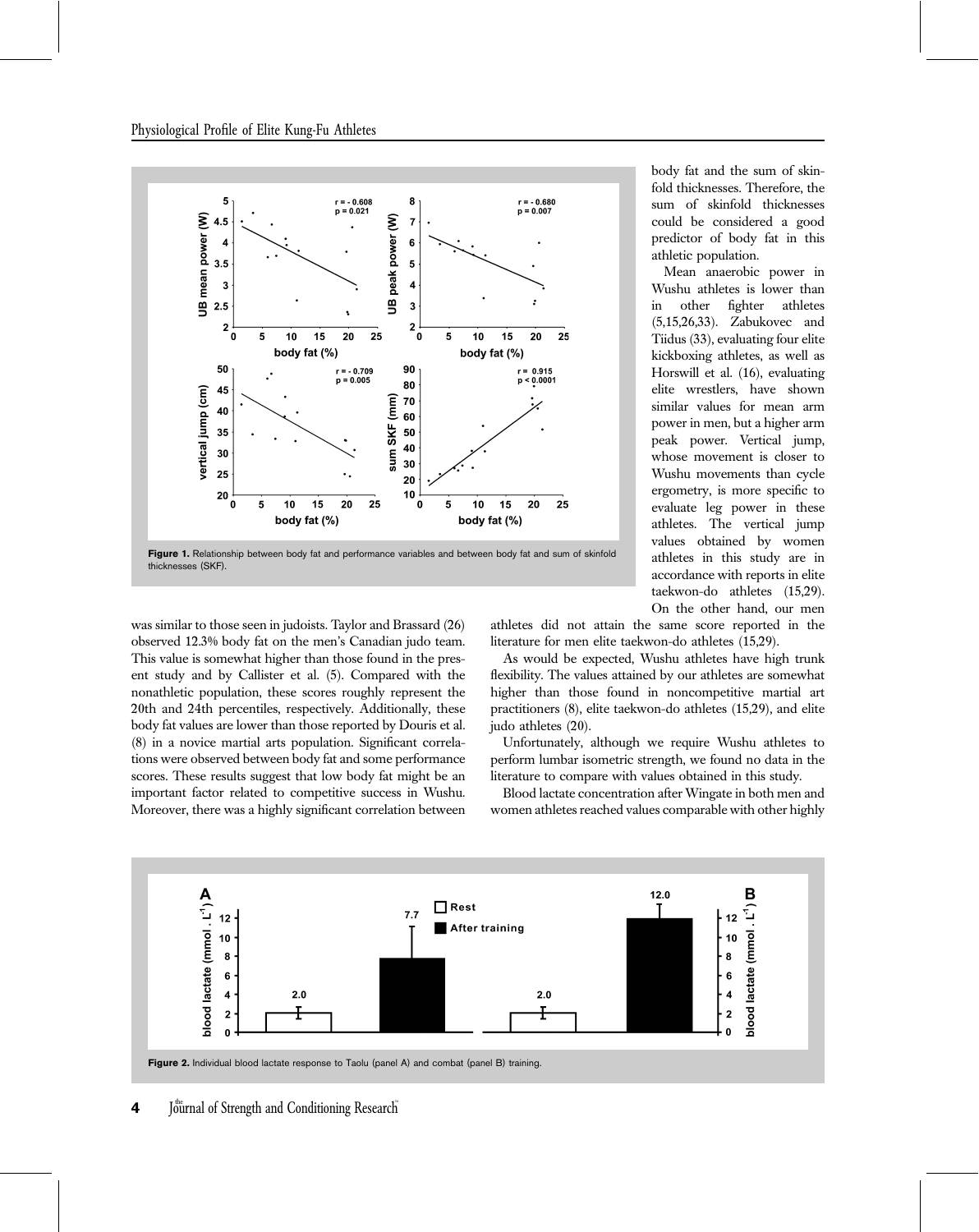Figure 1. Relationship between body fat and performance variables and between body fat and sum of skinfold thicknesses (SKF).

was similar to those seen in judoists. Taylor and Brassard (26) observed 12.3% body fat on the men's Canadian judo team. This value is somewhat higher than those found in the present study and by Callister et al. (5). Compared with the nonathletic population, these scores roughly represent the 20th and 24th percentiles, respectively. Additionally, these body fat values are lower than those reported by Douris et al. (8) in a novice martial arts population. Significant correlations were observed between body fat and some performance scores. These results suggest that low body fat might be an important factor related to competitive success in Wushu. Moreover, there was a highly significant correlation between body fat and the sum of skinfold thicknesses. Therefore, the sum of skinfold thicknesses could be considered a good predictor of body fat in this athletic population.

Mean anaerobic power in Wushu athletes is lower than in other fighter athletes (5,15,26,33). Zabukovec and Tiidus (33), evaluating four elite kickboxing athletes, as well as Horswill et al. (16), evaluating elite wrestlers, have shown similar values for mean arm power in men, but a higher arm peak power. Vertical jump, whose movement is closer to Wushu movements than cycle ergometry, is more specific to evaluate leg power in these athletes. The vertical jump values obtained by women athletes in this study are in accordance with reports in elite taekwon-do athletes (15,29). On the other hand, our men athletes did not attain the same score reported in the literature for men elite taekwon-do athletes (15,29).

As would be expected, Wushu athletes have high trunk flexibility. The values attained by our athletes are somewhat higher than those found in noncompetitive martial art practitioners (8), elite taekwon-do athletes (15,29), and elite judo athletes (20).

Unfortunately, although we require Wushu athletes to perform lumbar isometric strength, we found no data in the literature to compare with values obtained in this study.

Blood lactate concentration after Wingate in both men and women athletes reached values comparable with other highly

Figure 2. Individual blood lactate response to Taolu (panel A) and combat (panel B) training.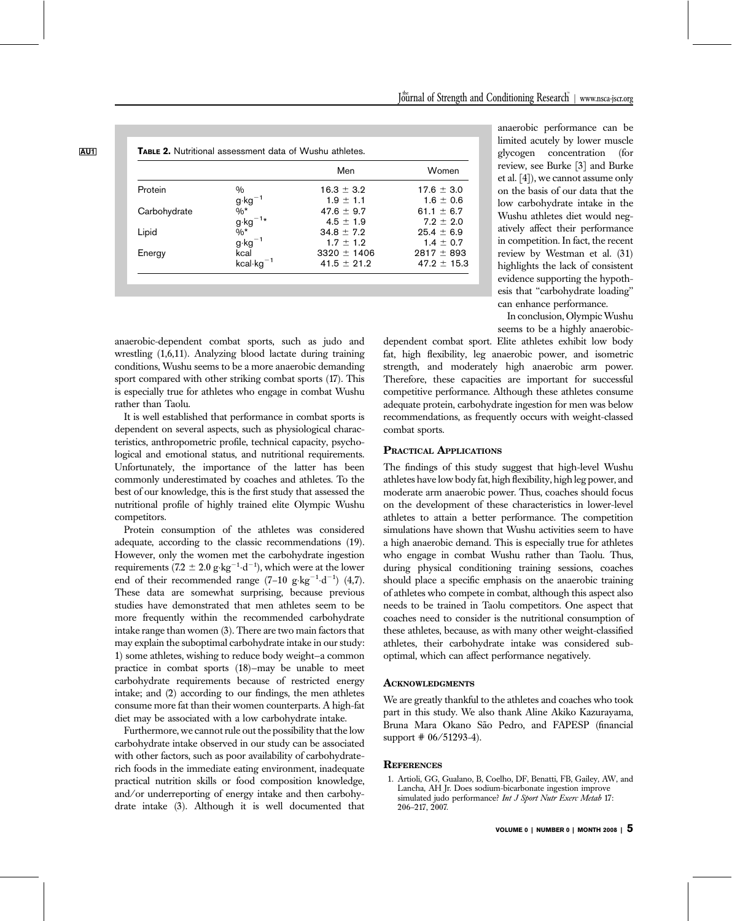**TABLE 2.** Nutritional assessment data of Wushu athletes.

| | | Men | Women |
|---|---|---|---|
| Protein | % | 16.3 ± 3.2 | 17.6 ± 3.0 |
| | $g \cdot kg^{-1}$ | 1.9 ± 1.1 | 1.6 ± 0.6 |
| Carbohydrate | %* | 47.6 ± 9.7 | 61.1 ± 6.7 |
| | $g \cdot kg^{-1}$* | 4.5 ± 1.9 | 7.2 ± 2.0 |
| Lipid | %* | 34.8 ± 7.2 | 25.4 ± 6.9 |
| | $g \cdot kg^{-1}$ | 1.7 ± 1.2 | 1.4 ± 0.7 |
| Energy | kcal | 3320 ± 1406 | 2817 ± 893 |
| | $kcal \cdot kg^{-1}$ | 41.5 ± 21.2 | 47.2 ± 15.3 |

anaerobic-dependent combat sports, such as judo and wrestling (1,6,11). Analyzing blood lactate during training conditions, Wushu seems to be a more anaerobic demanding sport compared with other striking combat sports (17). This is especially true for athletes who engage in combat Wushu rather than Taolu.

It is well established that performance in combat sports is dependent on several aspects, such as physiological characteristics, anthropometric profile, technical capacity, psychological and emotional status, and nutritional requirements. Unfortunately, the importance of the latter has been commonly underestimated by coaches and athletes. To the best of our knowledge, this is the first study that assessed the nutritional profile of highly trained elite Olympic Wushu competitors.

Protein consumption of the athletes was considered adequate, according to the classic recommendations (19). However, only the women met the carbohydrate ingestion requirements ($7.2 \pm 2.0\ g \cdot kg^{-1} \cdot d^{-1}$), which were at the lower end of their recommended range ($7–10\ g \cdot kg^{-1} \cdot d^{-1}$) (4,7). These data are somewhat surprising, because previous studies have demonstrated that men athletes seem to be more frequently within the recommended carbohydrate intake range than women (3). There are two main factors that may explain the suboptimal carbohydrate intake in our study: 1) some athletes, wishing to reduce body weight–a common practice in combat sports (18)–may be unable to meet carbohydrate requirements because of restricted energy intake; and (2) according to our findings, the men athletes consume more fat than their women counterparts. A high-fat diet may be associated with a low carbohydrate intake.

Furthermore, we cannot rule out the possibility that the low carbohydrate intake observed in our study can be associated with other factors, such as poor availability of carbohydrate-rich foods in the immediate eating environment, inadequate practical nutrition skills or food composition knowledge, and/or underreporting of energy intake and then carbohydrate intake (3). Although it is well documented that anaerobic performance can be limited acutely by lower muscle glycogen concentration (for review, see Burke [3] and Burke et al. [4]), we cannot assume only on the basis of our data that the low carbohydrate intake in the Wushu athletes diet would negatively affect their performance in competition. In fact, the recent review by Westman et al. (31) highlights the lack of consistent evidence supporting the hypothesis that "carbohydrate loading" can enhance performance.

In conclusion, Olympic Wushu seems to be a highly anaerobic-dependent combat sport. Elite athletes exhibit low body fat, high flexibility, leg anaerobic power, and isometric strength, and moderately high anaerobic arm power. Therefore, these capacities are important for successful competitive performance. Although these athletes consume adequate protein, carbohydrate ingestion for men was below recommendations, as frequently occurs with weight-classed combat sports.

## Practical Applications

The findings of this study suggest that high-level Wushu athletes have low body fat, high flexibility, high leg power, and moderate arm anaerobic power. Thus, coaches should focus on the development of these characteristics in lower-level athletes to attain a better performance. The competition simulations have shown that Wushu activities seem to have a high anaerobic demand. This is especially true for athletes who engage in combat Wushu rather than Taolu. Thus, during physical conditioning training sessions, coaches should place a specific emphasis on the anaerobic training of athletes who compete in combat, although this aspect also needs to be trained in Taolu competitors. One aspect that coaches need to consider is the nutritional consumption of these athletes, because, as with many other weight-classified athletes, their carbohydrate intake was considered sub-optimal, which can affect performance negatively.

## Acknowledgments

We are greatly thankful to the athletes and coaches who took part in this study. We also thank Aline Akiko Kazurayama, Bruna Mara Okano São Pedro, and FAPESP (financial support # 06/51293-4).

## References

1. Artioli, GG, Gualano, B, Coelho, DF, Benatti, FB, Gailey, AW, and Lancha, AH Jr. Does sodium-bicarbonate ingestion improve simulated judo performance? *Int J Sport Nutr Exerc Metab* 17: 206–217, 2007.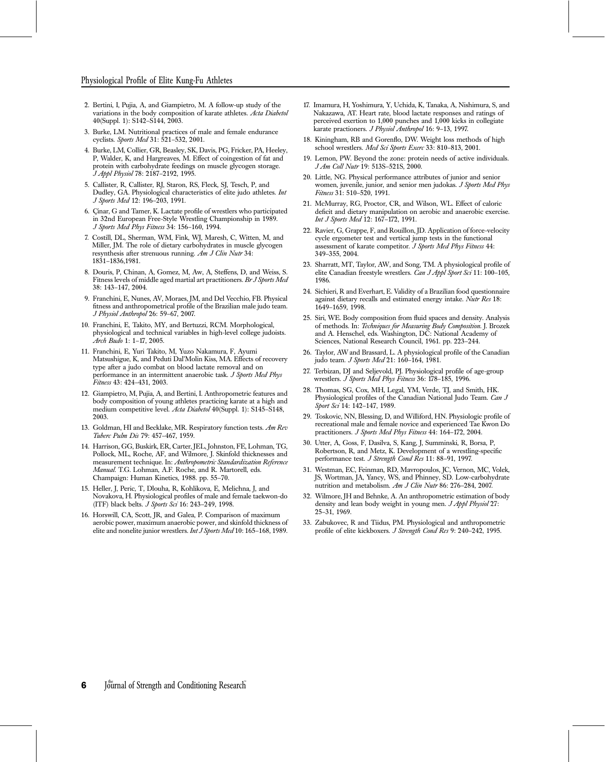2. Bertini, I, Pujia, A, and Giampietro, M. A follow-up study of the variations in the body composition of karate athletes. *Acta Diabetol* 40(Suppl. 1): S142–S144, 2003.

3. Burke, LM. Nutritional practices of male and female endurance cyclists. *Sports Med* 31: 521–532, 2001.

4. Burke, LM, Collier, GR, Beasley, SK, Davis, PG, Fricker, PA, Heeley, P, Walder, K, and Hargreaves, M. Effect of coingestion of fat and protein with carbohydrate feedings on muscle glycogen storage. *J Appl Physiol* 78: 2187–2192, 1995.

5. Callister, R, Callister, RJ, Staron, RS, Fleck, SJ, Tesch, P, and Dudley, GA. Physiological characteristics of elite judo athletes. *Int J Sports Med* 12: 196–203, 1991.

6. Çinar, G and Tamer, K. Lactate profile of wrestlers who participated in 32nd European Free-Style Wrestling Championship in 1989. *J Sports Med Phys Fitness* 34: 156–160, 1994.

7. Costill, DL, Sherman, WM, Fink, WJ, Maresh, C, Witten, M, and Miller, JM. The role of dietary carbohydrates in muscle glycogen resynthesis after strenuous running. *Am J Clin Nutr* 34: 1831–1836,1981.

8. Douris, P, Chinan, A, Gomez, M, Aw, A, Steffens, D, and Weiss, S. Fitness levels of middle aged martial art practitioners. *Br J Sports Med* 38: 143–147, 2004.

9. Franchini, E, Nunes, AV, Moraes, JM, and Del Vecchio, FB. Physical fitness and anthropometrical profile of the Brazilian male judo team. *J Physiol Anthropol* 26: 59–67, 2007.

10. Franchini, E, Takito, MY, and Bertuzzi, RCM. Morphological, physiological and technical variables in high-level college judoists. *Arch Budo* 1: 1–17, 2005.

11. Franchini, E, Yuri Takito, M, Yuzo Nakamura, F, Ayumi Matsushigue, K, and Peduti Dal'Molin Kiss, MA. Effects of recovery type after a judo combat on blood lactate removal and on performance in an intermittent anaerobic task. *J Sports Med Phys Fitness* 43: 424–431, 2003.

12. Giampietro, M, Pujia, A, and Bertini, I. Anthropometric features and body composition of young athletes practicing karate at a high and medium competitive level. *Acta Diabetol* 40(Suppl. 1): S145–S148, 2003.

13. Goldman, HI and Becklake, MR. Respiratory function tests. *Am Rev Tuberc Pulm Dis* 79: 457–467, 1959.

14. Harrison, GG, Buskirk, ER, Carter, JEL, Johnston, FE, Lohman, TG, Pollock, ML, Roche, AF, and Wilmore, J. Skinfold thicknesses and measurement technique. In: *Anthropometric Standardization Reference Manual*. T.G. Lohman, A.F. Roche, and R. Martorell, eds. Champaign: Human Kinetics, 1988. pp. 55–70.

15. Heller, J, Peric, T, Dlouha, R, Kohlikova, E, Melichna, J, and Novakova, H. Physiological profiles of male and female taekwon-do (ITF) black belts. *J Sports Sci* 16: 243–249, 1998.

16. Horswill, CA, Scott, JR, and Galea, P. Comparison of maximum aerobic power, maximum anaerobic power, and skinfold thickness of elite and nonelite junior wrestlers. *Int J Sports Med* 10: 165–168, 1989.

17. Imamura, H, Yoshimura, Y, Uchida, K, Tanaka, A, Nishimura, S, and Nakazawa, AT. Heart rate, blood lactate responses and ratings of perceived exertion to 1,000 punches and 1,000 kicks in collegiate karate practioners. *J Physiol Anthropol* 16: 9–13, 1997.

18. Kiningham, RB and Gorenflo, DW. Weight loss methods of high school wrestlers. *Med Sci Sports Exerc* 33: 810–813, 2001.

19. Lemon, PW. Beyond the zone: protein needs of active individuals. *J Am Coll Nutr* 19: 513S–521S, 2000.

20. Little, NG. Physical performance attributes of junior and senior women, juvenile, junior, and senior men judokas. *J Sports Med Phys Fitness* 31: 510–520, 1991.

21. McMurray, RG, Proctor, CR, and Wilson, WL. Effect of caloric deficit and dietary manipulation on aerobic and anaerobic exercise. *Int J Sports Med* 12: 167–172, 1991.

22. Ravier, G, Grappe, F, and Rouillon, JD. Application of force-velocity cycle ergometer test and vertical jump tests in the functional assessment of karate competitor. *J Sports Med Phys Fitness* 44: 349–355, 2004.

23. Sharratt, MT, Taylor, AW, and Song, TM. A physiological profile of elite Canadian freestyle wrestlers. *Can J Appl Sport Sci* 11: 100–105, 1986.

24. Sichieri, R and Everhart, E. Validity of a Brazilian food questionnaire against dietary recalls and estimated energy intake. *Nutr Res* 18: 1649–1659, 1998.

25. Siri, WE. Body composition from fluid spaces and density. Analysis of methods. In: *Techniques for Measuring Body Composition*. J. Brozek and A. Henschel, eds. Washington, DC: National Academy of Sciences, National Research Council, 1961. pp. 223–244.

26. Taylor, AW and Brassard, L. A physiological profile of the Canadian judo team. *J Sports Med* 21: 160–164, 1981.

27. Terbizan, DJ and Seljevold, PJ. Physiological profile of age-group wrestlers. *J Sports Med Phys Fitness* 36: 178–185, 1996.

28. Thomas, SG, Cox, MH, Legal, YM, Verde, TJ, and Smith, HK. Physiological profiles of the Canadian National Judo Team. *Can J Sport Sci* 14: 142–147, 1989.

29. Toskovic, NN, Blessing, D, and Williford, HN. Physiologic profile of recreational male and female novice and experienced Tae Kwon Do practitioners. *J Sports Med Phys Fitness* 44: 164–172, 2004.

30. Utter, A, Goss, F, Dasilva, S, Kang, J, Suminski, R, Borsa, P, Robertson, R, and Metz, K. Development of a wrestling-specific performance test. *J Strength Cond Res* 11: 88–91, 1997.

31. Westman, EC, Feinman, RD, Mavropoulos, JC, Vernon, MC, Volek, JS, Wortman, JA, Yancy, WS, and Phinney, SD. Low-carbohydrate nutrition and metabolism. *Am J Clin Nutr* 86: 276–284, 2007.

32. Wilmore, JH and Behnke, A. An anthropometric estimation of body density and lean body weight in young men. *J Appl Physiol* 27: 25–31, 1969.

33. Zabukovec, R and Tiidus, PM. Physiological and anthropometric profile of elite kickboxers. *J Strength Cond Res* 9: 240–242, 1995.